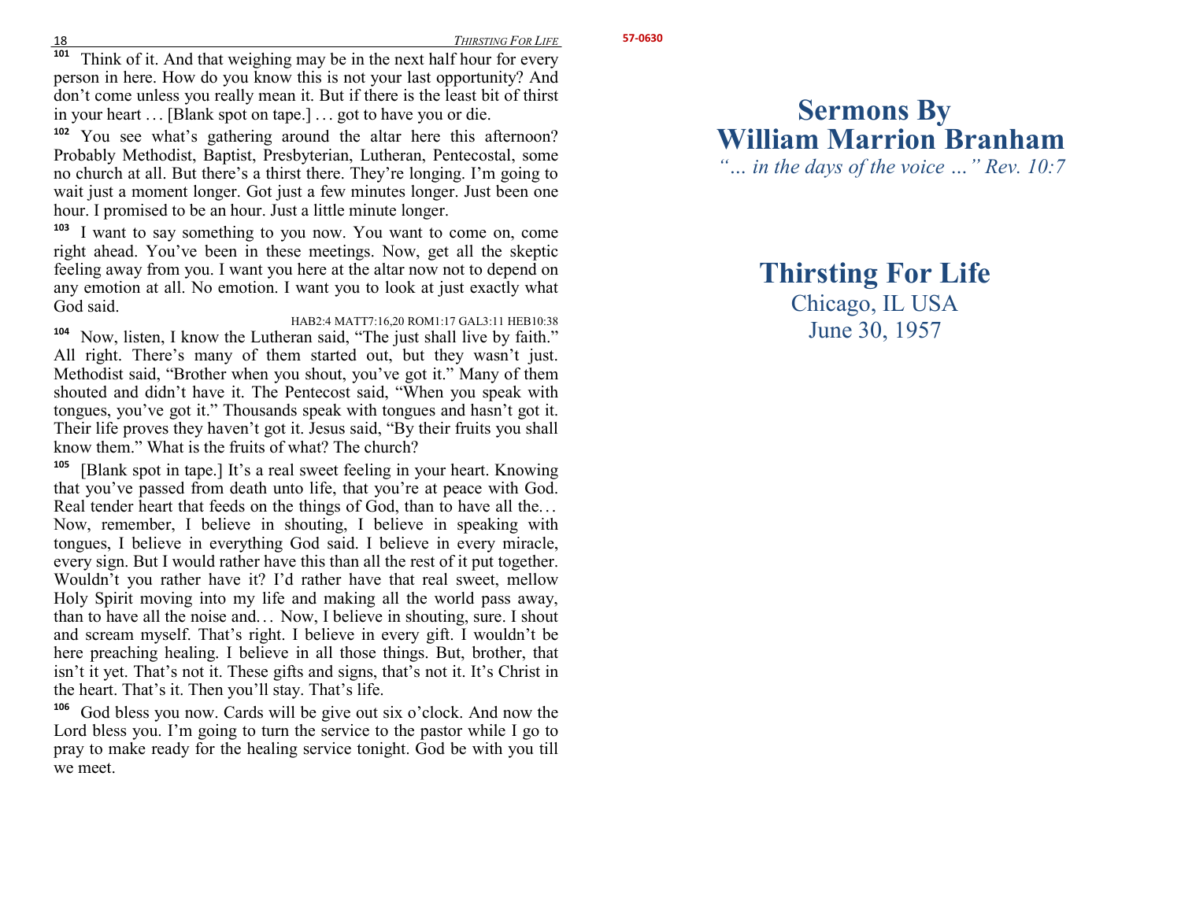101 Think of it. And that weighing may be in the next half hour for every person in here. How do you know this is not your last opportunity? And don't come unless you really mean it. But if there is the least bit of thirst in your heart … [Blank spot on tape.] … got to have you or die.

102 You see what's gathering around the altar here this afternoon? Probably Methodist, Baptist, Presbyterian, Lutheran, Pentecostal, some no church at all. But there's a thirst there. They're longing. I'm going to wait just a moment longer. Got just a few minutes longer. Just been one hour. I promised to be an hour. Just a little minute longer.

103 I want to say something to you now. You want to come on, come right ahead. You've been in these meetings. Now, get all the skeptic feeling away from you. I want you here at the altar now not to depend on any emotion at all. No emotion. I want you to look at just exactly what God said.

HAB2:4 MATT7:16,20 ROM1:17 GAL3:11 HEB10:38

104 Now, listen, I know the Lutheran said, "The just shall live by faith." All right. There's many of them started out, but they wasn't just. Methodist said, "Brother when you shout, you've got it." Many of them shouted and didn't have it. The Pentecost said, "When you speak with tongues, you've got it." Thousands speak with tongues and hasn't got it. Their life proves they haven't got it. Jesus said, "By their fruits you shall know them." What is the fruits of what? The church?

105 [Blank spot in tape.] It's a real sweet feeling in your heart. Knowing that you've passed from death unto life, that you're at peace with God. Real tender heart that feeds on the things of God, than to have all the… Now, remember, I believe in shouting, I believe in speaking with tongues, I believe in everything God said. I believe in every miracle, every sign. But I would rather have this than all the rest of it put together. Wouldn't you rather have it? I'd rather have that real sweet, mellow Holy Spirit moving into my life and making all the world pass away, than to have all the noise and… Now, I believe in shouting, sure. I shout and scream myself. That's right. I believe in every gift. I wouldn't be here preaching healing. I believe in all those things. But, brother, that isn't it yet. That's not it. These gifts and signs, that's not it. It's Christ in the heart. That's it. Then you'll stay. That's life.

106 God bless you now. Cards will be give out six o'clock. And now the Lord bless you. I'm going to turn the service to the pastor while I go to pray to make ready for the healing service tonight. God be with you till we meet.

57-0630

# Sermons By William Marrion Branham

*"… in the days of the voice …" Rev. 10:7*

## Thirsting For Life

Chicago, IL USA
June 30, 1957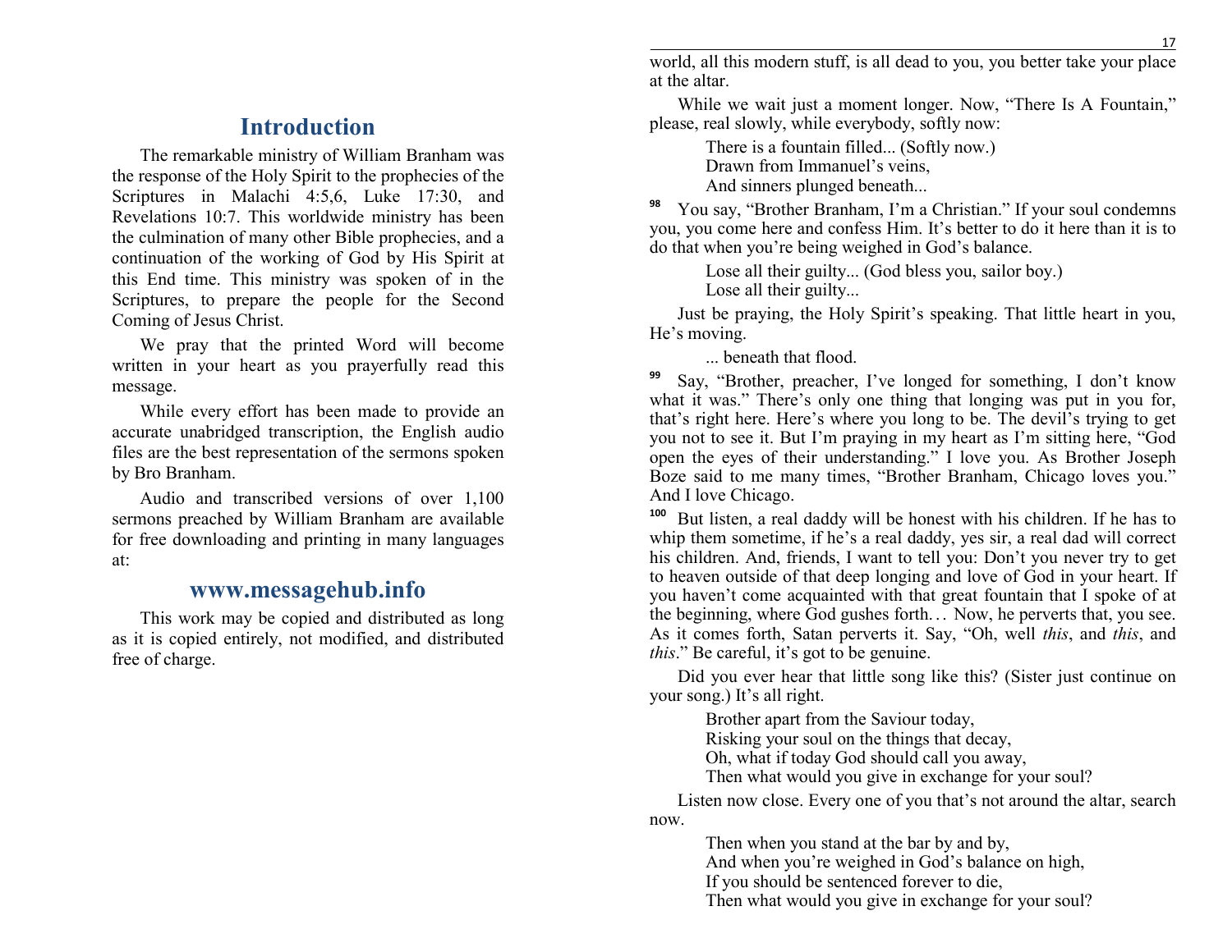# Introduction

The remarkable ministry of William Branham was the response of the Holy Spirit to the prophecies of the Scriptures in Malachi 4:5,6, Luke 17:30, and Revelations 10:7. This worldwide ministry has been the culmination of many other Bible prophecies, and a continuation of the working of God by His Spirit at this End time. This ministry was spoken of in the Scriptures, to prepare the people for the Second Coming of Jesus Christ.

We pray that the printed Word will become written in your heart as you prayerfully read this message.

While every effort has been made to provide an accurate unabridged transcription, the English audio files are the best representation of the sermons spoken by Bro Branham.

Audio and transcribed versions of over 1,100 sermons preached by William Branham are available for free downloading and printing in many languages at:

## www.messagehub.info

This work may be copied and distributed as long as it is copied entirely, not modified, and distributed free of charge.

world, all this modern stuff, is all dead to you, you better take your place at the altar.

While we wait just a moment longer. Now, "There Is A Fountain," please, real slowly, while everybody, softly now:

> There is a fountain filled... (Softly now.)
> Drawn from Immanuel's veins,
> And sinners plunged beneath...

[98] You say, "Brother Branham, I'm a Christian." If your soul condemns you, you come here and confess Him. It's better to do it here than it is to do that when you're being weighed in God's balance.

> Lose all their guilty... (God bless you, sailor boy.)
> Lose all their guilty...

Just be praying, the Holy Spirit's speaking. That little heart in you, He's moving.

> ... beneath that flood.

[99] Say, "Brother, preacher, I've longed for something, I don't know what it was." There's only one thing that longing was put in you for, that's right here. Here's where you long to be. The devil's trying to get you not to see it. But I'm praying in my heart as I'm sitting here, "God open the eyes of their understanding." I love you. As Brother Joseph Boze said to me many times, "Brother Branham, Chicago loves you." And I love Chicago.

[100] But listen, a real daddy will be honest with his children. If he has to whip them sometime, if he's a real daddy, yes sir, a real dad will correct his children. And, friends, I want to tell you: Don't you never try to get to heaven outside of that deep longing and love of God in your heart. If you haven't come acquainted with that great fountain that I spoke of at the beginning, where God gushes forth… Now, he perverts that, you see. As it comes forth, Satan perverts it. Say, "Oh, well *this*, and *this*, and *this*." Be careful, it's got to be genuine.

Did you ever hear that little song like this? (Sister just continue on your song.) It's all right.

> Brother apart from the Saviour today,
> Risking your soul on the things that decay,
> Oh, what if today God should call you away,
> Then what would you give in exchange for your soul?

Listen now close. Every one of you that's not around the altar, search now.

> Then when you stand at the bar by and by,
> And when you're weighed in God's balance on high,
> If you should be sentenced forever to die,
> Then what would you give in exchange for your soul?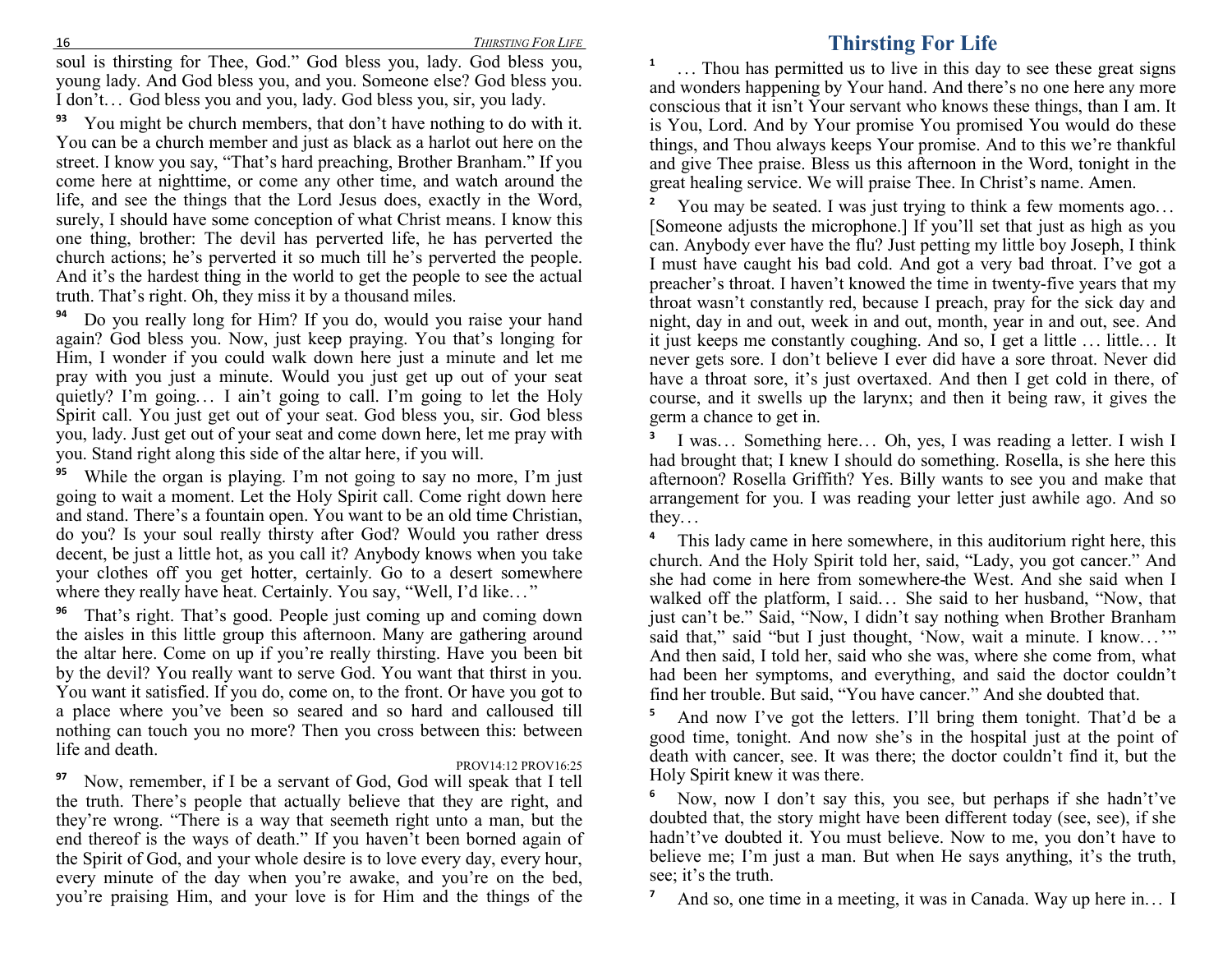soul is thirsting for Thee, God." God bless you, lady. God bless you, young lady. And God bless you, and you. Someone else? God bless you. I don't… God bless you and you, lady. God bless you, sir, you lady.

**93** You might be church members, that don't have nothing to do with it. You can be a church member and just as black as a harlot out here on the street. I know you say, "That's hard preaching, Brother Branham." If you come here at nighttime, or come any other time, and watch around the life, and see the things that the Lord Jesus does, exactly in the Word, surely, I should have some conception of what Christ means. I know this one thing, brother: The devil has perverted life, he has perverted the church actions; he's perverted it so much till he's perverted the people. And it's the hardest thing in the world to get the people to see the actual truth. That's right. Oh, they miss it by a thousand miles.

**94** Do you really long for Him? If you do, would you raise your hand again? God bless you. Now, just keep praying. You that's longing for Him, I wonder if you could walk down here just a minute and let me pray with you just a minute. Would you just get up out of your seat quietly? I'm going… I ain't going to call. I'm going to let the Holy Spirit call. You just get out of your seat. God bless you, sir. God bless you, lady. Just get out of your seat and come down here, let me pray with you. Stand right along this side of the altar here, if you will.

**95** While the organ is playing. I'm not going to say no more, I'm just going to wait a moment. Let the Holy Spirit call. Come right down here and stand. There's a fountain open. You want to be an old time Christian, do you? Is your soul really thirsty after God? Would you rather dress decent, be just a little hot, as you call it? Anybody knows when you take your clothes off you get hotter, certainly. Go to a desert somewhere where they really have heat. Certainly. You say, "Well, I'd like…"

**96** That's right. That's good. People just coming up and coming down the aisles in this little group this afternoon. Many are gathering around the altar here. Come on up if you're really thirsting. Have you been bit by the devil? You really want to serve God. You want that thirst in you. You want it satisfied. If you do, come on, to the front. Or have you got to a place where you've been so seared and so hard and calloused till nothing can touch you no more? Then you cross between this: between life and death.

PROV14:12 PROV16:25

**97** Now, remember, if I be a servant of God, God will speak that I tell the truth. There's people that actually believe that they are right, and they're wrong. "There is a way that seemeth right unto a man, but the end thereof is the ways of death." If you haven't been borned again of the Spirit of God, and your whole desire is to love every day, every hour, every minute of the day when you're awake, and you're on the bed, you're praising Him, and your love is for Him and the things of the

# Thirsting For Life

**1** … Thou has permitted us to live in this day to see these great signs and wonders happening by Your hand. And there's no one here any more conscious that it isn't Your servant who knows these things, than I am. It is You, Lord. And by Your promise You promised You would do these things, and Thou always keeps Your promise. And to this we're thankful and give Thee praise. Bless us this afternoon in the Word, tonight in the great healing service. We will praise Thee. In Christ's name. Amen.

**2** You may be seated. I was just trying to think a few moments ago… [Someone adjusts the microphone.] If you'll set that just as high as you can. Anybody ever have the flu? Just petting my little boy Joseph, I think I must have caught his bad cold. And got a very bad throat. I've got a preacher's throat. I haven't knowed the time in twenty-five years that my throat wasn't constantly red, because I preach, pray for the sick day and night, day in and out, week in and out, month, year in and out, see. And it just keeps me constantly coughing. And so, I get a little … little… It never gets sore. I don't believe I ever did have a sore throat. Never did have a throat sore, it's just overtaxed. And then I get cold in there, of course, and it swells up the larynx; and then it being raw, it gives the germ a chance to get in.

**3** I was… Something here… Oh, yes, I was reading a letter. I wish I had brought that; I knew I should do something. Rosella, is she here this afternoon? Rosella Griffith? Yes. Billy wants to see you and make that arrangement for you. I was reading your letter just awhile ago. And so they…

**4** This lady came in here somewhere, in this auditorium right here, this church. And the Holy Spirit told her, said, "Lady, you got cancer." And she had come in here from somewhere-the West. And she said when I walked off the platform, I said… She said to her husband, "Now, that just can't be." Said, "Now, I didn't say nothing when Brother Branham said that," said "but I just thought, 'Now, wait a minute. I know…'" And then said, I told her, said who she was, where she come from, what had been her symptoms, and everything, and said the doctor couldn't find her trouble. But said, "You have cancer." And she doubted that.

**5** And now I've got the letters. I'll bring them tonight. That'd be a good time, tonight. And now she's in the hospital just at the point of death with cancer, see. It was there; the doctor couldn't find it, but the Holy Spirit knew it was there.

**6** Now, now I don't say this, you see, but perhaps if she hadn't've doubted that, the story might have been different today (see, see), if she hadn't've doubted it. You must believe. Now to me, you don't have to believe me; I'm just a man. But when He says anything, it's the truth, see; it's the truth.

**7** And so, one time in a meeting, it was in Canada. Way up here in… I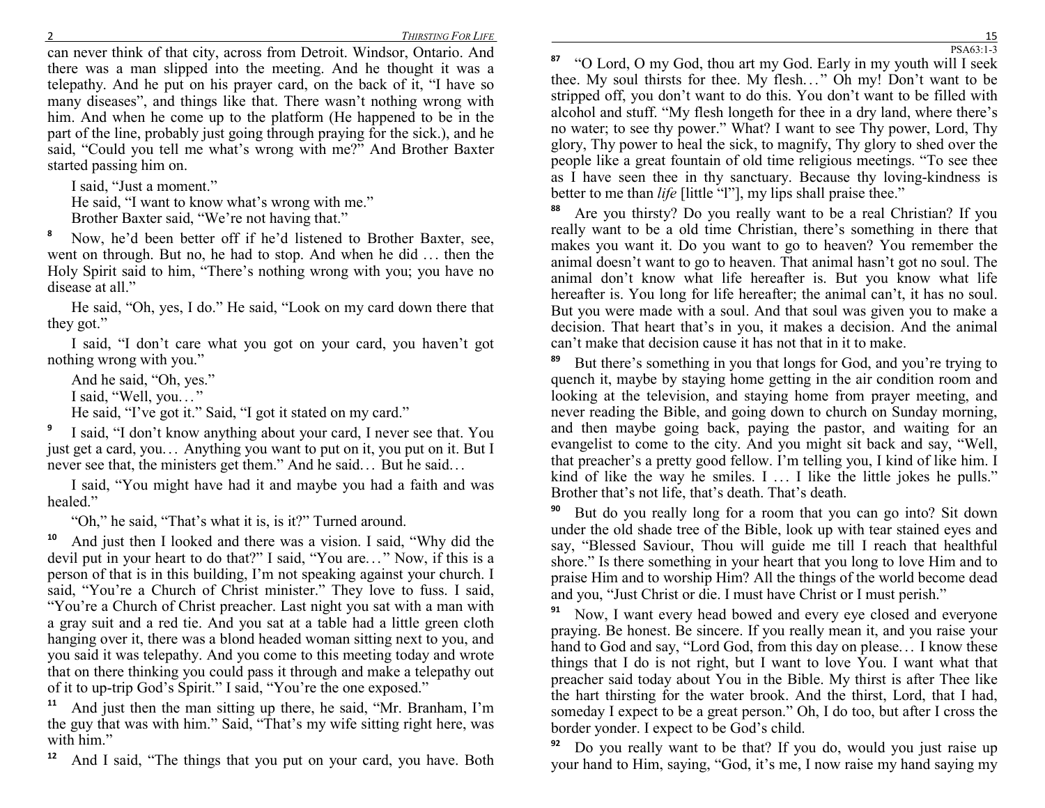can never think of that city, across from Detroit. Windsor, Ontario. And there was a man slipped into the meeting. And he thought it was a telepathy. And he put on his prayer card, on the back of it, "I have so many diseases", and things like that. There wasn't nothing wrong with him. And when he come up to the platform (He happened to be in the part of the line, probably just going through praying for the sick.), and he said, "Could you tell me what's wrong with me?" And Brother Baxter started passing him on.

I said, "Just a moment."

He said, "I want to know what's wrong with me."

Brother Baxter said, "We're not having that."

[8] Now, he'd been better off if he'd listened to Brother Baxter, see, went on through. But no, he had to stop. And when he did … then the Holy Spirit said to him, "There's nothing wrong with you; you have no disease at all."

He said, "Oh, yes, I do." He said, "Look on my card down there that they got."

I said, "I don't care what you got on your card, you haven't got nothing wrong with you."

And he said, "Oh, yes."

I said, "Well, you…"

He said, "I've got it." Said, "I got it stated on my card."

[9] I said, "I don't know anything about your card, I never see that. You just get a card, you… Anything you want to put on it, you put on it. But I never see that, the ministers get them." And he said… But he said…

I said, "You might have had it and maybe you had a faith and was healed."

"Oh," he said, "That's what it is, is it?" Turned around.

[10] And just then I looked and there was a vision. I said, "Why did the devil put in your heart to do that?" I said, "You are…" Now, if this is a person of that is in this building, I'm not speaking against your church. I said, "You're a Church of Christ minister." They love to fuss. I said, "You're a Church of Christ preacher. Last night you sat with a man with a gray suit and a red tie. And you sat at a table had a little green cloth hanging over it, there was a blond headed woman sitting next to you, and you said it was telepathy. And you come to this meeting today and wrote that on there thinking you could pass it through and make a telepathy out of it to up-trip God's Spirit." I said, "You're the one exposed."

[11] And just then the man sitting up there, he said, "Mr. Branham, I'm the guy that was with him." Said, "That's my wife sitting right here, was with him."

[12] And I said, "The things that you put on your card, you have. Both

PSA63:1-3

[87] "O Lord, O my God, thou art my God. Early in my youth will I seek thee. My soul thirsts for thee. My flesh…" Oh my! Don't want to be stripped off, you don't want to do this. You don't want to be filled with alcohol and stuff. "My flesh longeth for thee in a dry land, where there's no water; to see thy power." What? I want to see Thy power, Lord, Thy glory, Thy power to heal the sick, to magnify, Thy glory to shed over the people like a great fountain of old time religious meetings. "To see thee as I have seen thee in thy sanctuary. Because thy loving-kindness is better to me than *life* [little "l"], my lips shall praise thee."

[88] Are you thirsty? Do you really want to be a real Christian? If you really want to be a old time Christian, there's something in there that makes you want it. Do you want to go to heaven? You remember the animal doesn't want to go to heaven. That animal hasn't got no soul. The animal don't know what life hereafter is. But you know what life hereafter is. You long for life hereafter; the animal can't, it has no soul. But you were made with a soul. And that soul was given you to make a decision. That heart that's in you, it makes a decision. And the animal can't make that decision cause it has not that in it to make.

[89] But there's something in you that longs for God, and you're trying to quench it, maybe by staying home getting in the air condition room and looking at the television, and staying home from prayer meeting, and never reading the Bible, and going down to church on Sunday morning, and then maybe going back, paying the pastor, and waiting for an evangelist to come to the city. And you might sit back and say, "Well, that preacher's a pretty good fellow. I'm telling you, I kind of like him. I kind of like the way he smiles. I … I like the little jokes he pulls." Brother that's not life, that's death. That's death.

[90] But do you really long for a room that you can go into? Sit down under the old shade tree of the Bible, look up with tear stained eyes and say, "Blessed Saviour, Thou will guide me till I reach that healthful shore." Is there something in your heart that you long to love Him and to praise Him and to worship Him? All the things of the world become dead and you, "Just Christ or die. I must have Christ or I must perish."

[91] Now, I want every head bowed and every eye closed and everyone praying. Be honest. Be sincere. If you really mean it, and you raise your hand to God and say, "Lord God, from this day on please… I know these things that I do is not right, but I want to love You. I want what that preacher said today about You in the Bible. My thirst is after Thee like the hart thirsting for the water brook. And the thirst, Lord, that I had, someday I expect to be a great person." Oh, I do too, but after I cross the border yonder. I expect to be God's child.

[92] Do you really want to be that? If you do, would you just raise up your hand to Him, saying, "God, it's me, I now raise my hand saying my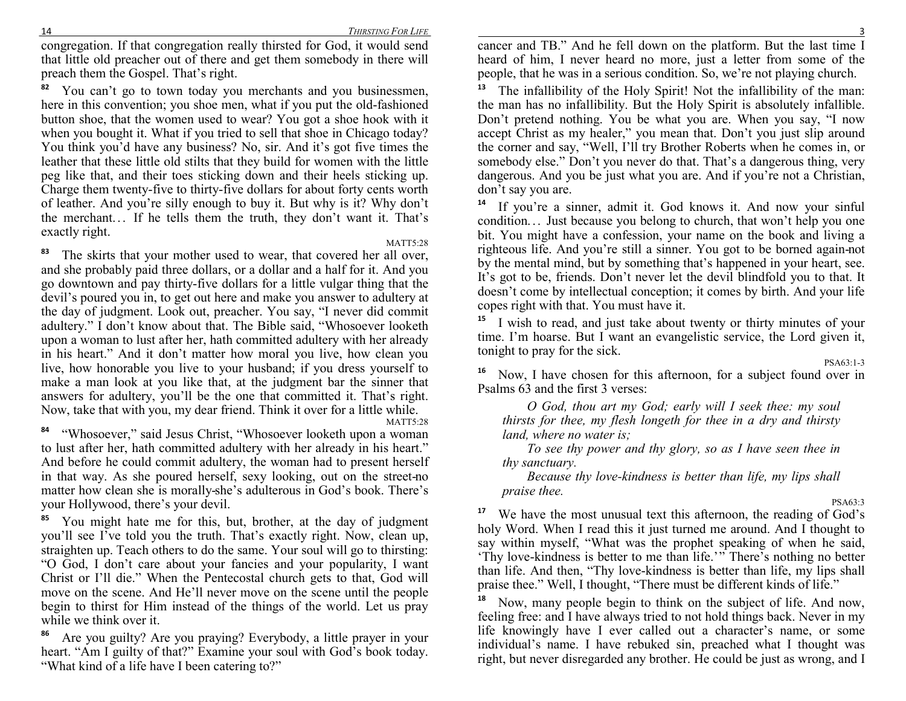congregation. If that congregation really thirsted for God, it would send that little old preacher out of there and get them somebody in there will preach them the Gospel. That's right.

**82** You can't go to town today you merchants and you businessmen, here in this convention; you shoe men, what if you put the old-fashioned button shoe, that the women used to wear? You got a shoe hook with it when you bought it. What if you tried to sell that shoe in Chicago today? You think you'd have any business? No, sir. And it's got five times the leather that these little old stilts that they build for women with the little peg like that, and their toes sticking down and their heels sticking up. Charge them twenty-five to thirty-five dollars for about forty cents worth of leather. And you're silly enough to buy it. But why is it? Why don't the merchant… If he tells them the truth, they don't want it. That's exactly right.

MATT5:28

**83** The skirts that your mother used to wear, that covered her all over, and she probably paid three dollars, or a dollar and a half for it. And you go downtown and pay thirty-five dollars for a little vulgar thing that the devil's poured you in, to get out here and make you answer to adultery at the day of judgment. Look out, preacher. You say, "I never did commit adultery." I don't know about that. The Bible said, "Whosoever looketh upon a woman to lust after her, hath committed adultery with her already in his heart." And it don't matter how moral you live, how clean you live, how honorable you live to your husband; if you dress yourself to make a man look at you like that, at the judgment bar the sinner that answers for adultery, you'll be the one that committed it. That's right. Now, take that with you, my dear friend. Think it over for a little while.

MATT5:28

**84** "Whosoever," said Jesus Christ, "Whosoever looketh upon a woman to lust after her, hath committed adultery with her already in his heart." And before he could commit adultery, the woman had to present herself in that way. As she poured herself, sexy looking, out on the street-no matter how clean she is morally-she's adulterous in God's book. There's your Hollywood, there's your devil.

**85** You might hate me for this, but, brother, at the day of judgment you'll see I've told you the truth. That's exactly right. Now, clean up, straighten up. Teach others to do the same. Your soul will go to thirsting: "O God, I don't care about your fancies and your popularity, I want Christ or I'll die." When the Pentecostal church gets to that, God will move on the scene. And He'll never move on the scene until the people begin to thirst for Him instead of the things of the world. Let us pray while we think over it.

**86** Are you guilty? Are you praying? Everybody, a little prayer in your heart. "Am I guilty of that?" Examine your soul with God's book today. "What kind of a life have I been catering to?"

cancer and TB." And he fell down on the platform. But the last time I heard of him, I never heard no more, just a letter from some of the people, that he was in a serious condition. So, we're not playing church.

**13** The infallibility of the Holy Spirit! Not the infallibility of the man: the man has no infallibility. But the Holy Spirit is absolutely infallible. Don't pretend nothing. You be what you are. When you say, "I now accept Christ as my healer," you mean that. Don't you just slip around the corner and say, "Well, I'll try Brother Roberts when he comes in, or somebody else." Don't you never do that. That's a dangerous thing, very dangerous. And you be just what you are. And if you're not a Christian, don't say you are.

**14** If you're a sinner, admit it. God knows it. And now your sinful condition… Just because you belong to church, that won't help you one bit. You might have a confession, your name on the book and living a righteous life. And you're still a sinner. You got to be borned again-not by the mental mind, but by something that's happened in your heart, see. It's got to be, friends. Don't never let the devil blindfold you to that. It doesn't come by intellectual conception; it comes by birth. And your life copes right with that. You must have it.

**15** I wish to read, and just take about twenty or thirty minutes of your time. I'm hoarse. But I want an evangelistic service, the Lord given it, tonight to pray for the sick.

PSA63:1-3

**16** Now, I have chosen for this afternoon, for a subject found over in Psalms 63 and the first 3 verses:

> *O God, thou art my God; early will I seek thee: my soul thirsts for thee, my flesh longeth for thee in a dry and thirsty land, where no water is;*
>
> *To see thy power and thy glory, so as I have seen thee in thy sanctuary.*
>
> *Because thy love-kindness is better than life, my lips shall praise thee.*

PSA63:3

**17** We have the most unusual text this afternoon, the reading of God's holy Word. When I read this it just turned me around. And I thought to say within myself, "What was the prophet speaking of when he said, 'Thy love-kindness is better to me than life.'" There's nothing no better than life. And then, "Thy love-kindness is better than life, my lips shall praise thee." Well, I thought, "There must be different kinds of life."

**18** Now, many people begin to think on the subject of life. And now, feeling free: and I have always tried to not hold things back. Never in my life knowingly have I ever called out a character's name, or some individual's name. I have rebuked sin, preached what I thought was right, but never disregarded any brother. He could be just as wrong, and I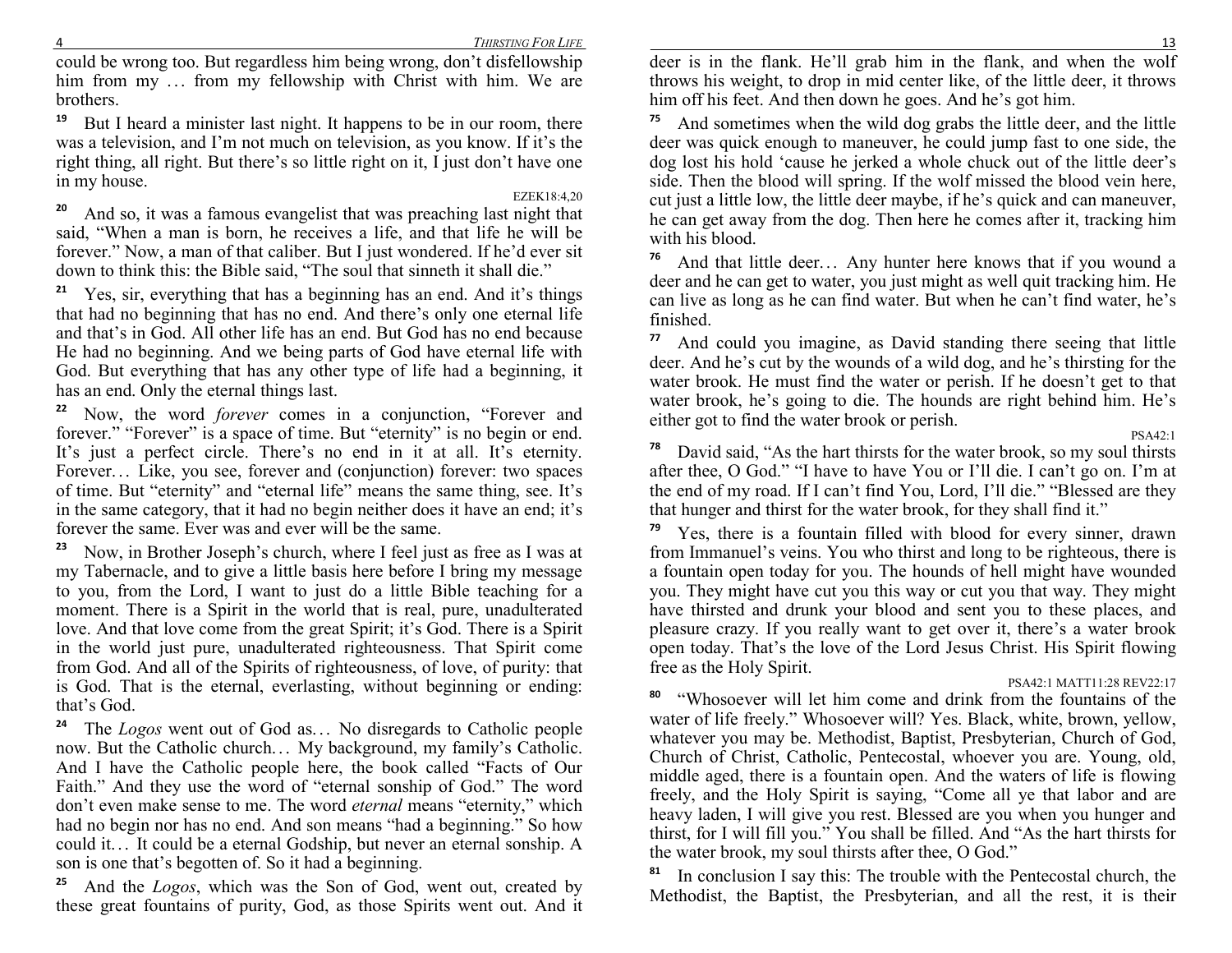could be wrong too. But regardless him being wrong, don't disfellowship him from my … from my fellowship with Christ with him. We are brothers.

**19** But I heard a minister last night. It happens to be in our room, there was a television, and I'm not much on television, as you know. If it's the right thing, all right. But there's so little right on it, I just don't have one in my house.

EZEK18:4,20

**20** And so, it was a famous evangelist that was preaching last night that said, "When a man is born, he receives a life, and that life he will be forever." Now, a man of that caliber. But I just wondered. If he'd ever sit down to think this: the Bible said, "The soul that sinneth it shall die."

**21** Yes, sir, everything that has a beginning has an end. And it's things that had no beginning that has no end. And there's only one eternal life and that's in God. All other life has an end. But God has no end because He had no beginning. And we being parts of God have eternal life with God. But everything that has any other type of life had a beginning, it has an end. Only the eternal things last.

**22** Now, the word *forever* comes in a conjunction, "Forever and forever." "Forever" is a space of time. But "eternity" is no begin or end. It's just a perfect circle. There's no end in it at all. It's eternity. Forever… Like, you see, forever and (conjunction) forever: two spaces of time. But "eternity" and "eternal life" means the same thing, see. It's in the same category, that it had no begin neither does it have an end; it's forever the same. Ever was and ever will be the same.

**23** Now, in Brother Joseph's church, where I feel just as free as I was at my Tabernacle, and to give a little basis here before I bring my message to you, from the Lord, I want to just do a little Bible teaching for a moment. There is a Spirit in the world that is real, pure, unadulterated love. And that love come from the great Spirit; it's God. There is a Spirit in the world just pure, unadulterated righteousness. That Spirit come from God. And all of the Spirits of righteousness, of love, of purity: that is God. That is the eternal, everlasting, without beginning or ending: that's God.

**24** The *Logos* went out of God as… No disregards to Catholic people now. But the Catholic church… My background, my family's Catholic. And I have the Catholic people here, the book called "Facts of Our Faith." And they use the word of "eternal sonship of God." The word don't even make sense to me. The word *eternal* means "eternity," which had no begin nor has no end. And son means "had a beginning." So how could it… It could be a eternal Godship, but never an eternal sonship. A son is one that's begotten of. So it had a beginning.

**25** And the *Logos*, which was the Son of God, went out, created by these great fountains of purity, God, as those Spirits went out. And it

deer is in the flank. He'll grab him in the flank, and when the wolf throws his weight, to drop in mid center like, of the little deer, it throws him off his feet. And then down he goes. And he's got him.

**75** And sometimes when the wild dog grabs the little deer, and the little deer was quick enough to maneuver, he could jump fast to one side, the dog lost his hold 'cause he jerked a whole chuck out of the little deer's side. Then the blood will spring. If the wolf missed the blood vein here, cut just a little low, the little deer maybe, if he's quick and can maneuver, he can get away from the dog. Then here he comes after it, tracking him with his blood.

**76** And that little deer… Any hunter here knows that if you wound a deer and he can get to water, you just might as well quit tracking him. He can live as long as he can find water. But when he can't find water, he's finished.

**77** And could you imagine, as David standing there seeing that little deer. And he's cut by the wounds of a wild dog, and he's thirsting for the water brook. He must find the water or perish. If he doesn't get to that water brook, he's going to die. The hounds are right behind him. He's either got to find the water brook or perish.

PSA42:1

**78** David said, "As the hart thirsts for the water brook, so my soul thirsts after thee, O God." "I have to have You or I'll die. I can't go on. I'm at the end of my road. If I can't find You, Lord, I'll die." "Blessed are they that hunger and thirst for the water brook, for they shall find it."

**79** Yes, there is a fountain filled with blood for every sinner, drawn from Immanuel's veins. You who thirst and long to be righteous, there is a fountain open today for you. The hounds of hell might have wounded you. They might have cut you this way or cut you that way. They might have thirsted and drunk your blood and sent you to these places, and pleasure crazy. If you really want to get over it, there's a water brook open today. That's the love of the Lord Jesus Christ. His Spirit flowing free as the Holy Spirit.

PSA42:1 MATT11:28 REV22:17

**80** "Whosoever will let him come and drink from the fountains of the water of life freely." Whosoever will? Yes. Black, white, brown, yellow, whatever you may be. Methodist, Baptist, Presbyterian, Church of God, Church of Christ, Catholic, Pentecostal, whoever you are. Young, old, middle aged, there is a fountain open. And the waters of life is flowing freely, and the Holy Spirit is saying, "Come all ye that labor and are heavy laden, I will give you rest. Blessed are you when you hunger and thirst, for I will fill you." You shall be filled. And "As the hart thirsts for the water brook, my soul thirsts after thee, O God."

**81** In conclusion I say this: The trouble with the Pentecostal church, the Methodist, the Baptist, the Presbyterian, and all the rest, it is their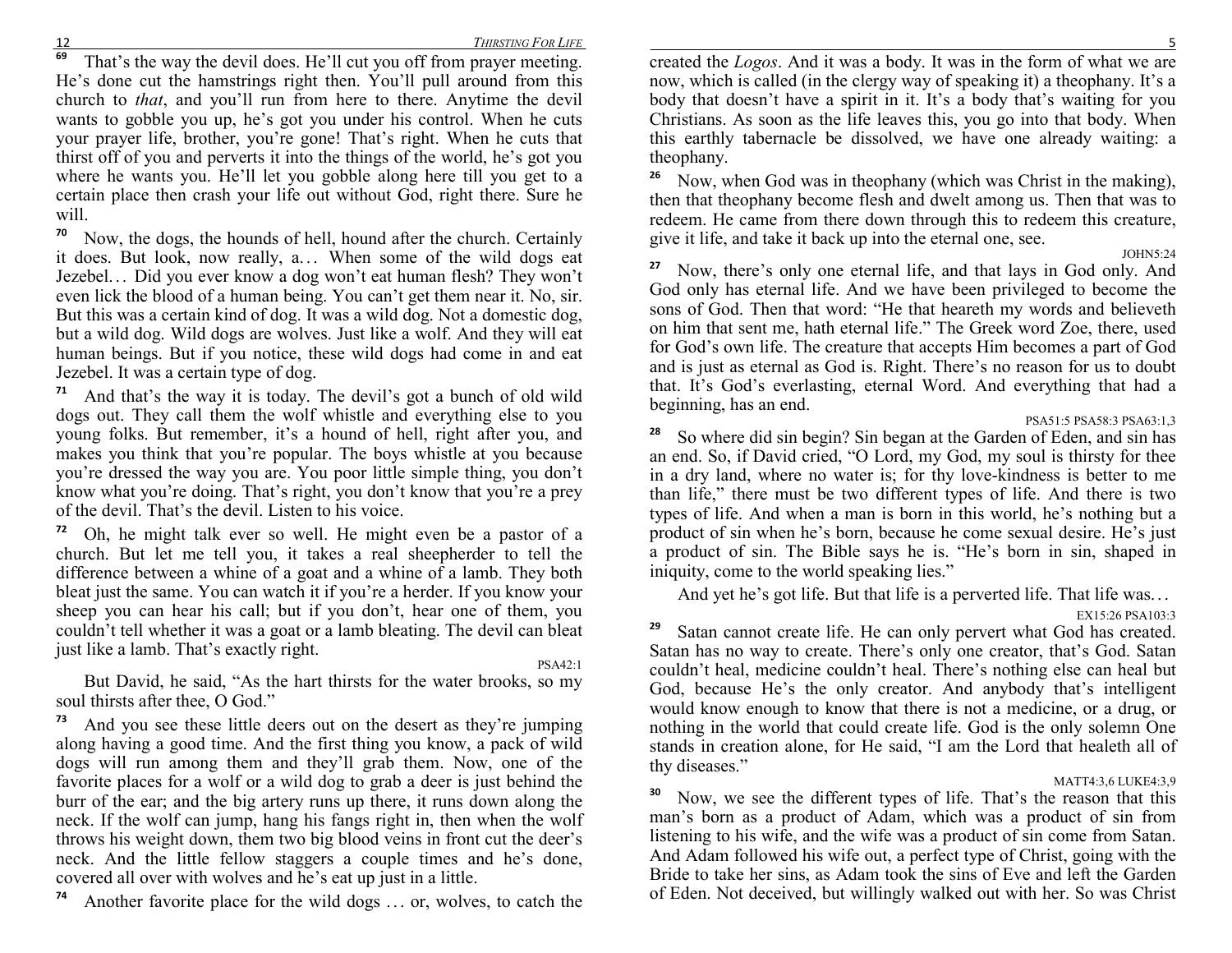**69** That's the way the devil does. He'll cut you off from prayer meeting. He's done cut the hamstrings right then. You'll pull around from this church to *that*, and you'll run from here to there. Anytime the devil wants to gobble you up, he's got you under his control. When he cuts your prayer life, brother, you're gone! That's right. When he cuts that thirst off of you and perverts it into the things of the world, he's got you where he wants you. He'll let you gobble along here till you get to a certain place then crash your life out without God, right there. Sure he will.

**70** Now, the dogs, the hounds of hell, hound after the church. Certainly it does. But look, now really, a… When some of the wild dogs eat Jezebel… Did you ever know a dog won't eat human flesh? They won't even lick the blood of a human being. You can't get them near it. No, sir. But this was a certain kind of dog. It was a wild dog. Not a domestic dog, but a wild dog. Wild dogs are wolves. Just like a wolf. And they will eat human beings. But if you notice, these wild dogs had come in and eat Jezebel. It was a certain type of dog.

**71** And that's the way it is today. The devil's got a bunch of old wild dogs out. They call them the wolf whistle and everything else to you young folks. But remember, it's a hound of hell, right after you, and makes you think that you're popular. The boys whistle at you because you're dressed the way you are. You poor little simple thing, you don't know what you're doing. That's right, you don't know that you're a prey of the devil. That's the devil. Listen to his voice.

**72** Oh, he might talk ever so well. He might even be a pastor of a church. But let me tell you, it takes a real sheepherder to tell the difference between a whine of a goat and a whine of a lamb. They both bleat just the same. You can watch it if you're a herder. If you know your sheep you can hear his call; but if you don't, hear one of them, you couldn't tell whether it was a goat or a lamb bleating. The devil can bleat just like a lamb. That's exactly right.

PSA42:1

But David, he said, "As the hart thirsts for the water brooks, so my soul thirsts after thee, O God."

**73** And you see these little deers out on the desert as they're jumping along having a good time. And the first thing you know, a pack of wild dogs will run among them and they'll grab them. Now, one of the favorite places for a wolf or a wild dog to grab a deer is just behind the burr of the ear; and the big artery runs up there, it runs down along the neck. If the wolf can jump, hang his fangs right in, then when the wolf throws his weight down, them two big blood veins in front cut the deer's neck. And the little fellow staggers a couple times and he's done, covered all over with wolves and he's eat up just in a little.

**74** Another favorite place for the wild dogs … or, wolves, to catch the

created the *Logos*. And it was a body. It was in the form of what we are now, which is called (in the clergy way of speaking it) a theophany. It's a body that doesn't have a spirit in it. It's a body that's waiting for you Christians. As soon as the life leaves this, you go into that body. When this earthly tabernacle be dissolved, we have one already waiting: a theophany.

**26** Now, when God was in theophany (which was Christ in the making), then that theophany become flesh and dwelt among us. Then that was to redeem. He came from there down through this to redeem this creature, give it life, and take it back up into the eternal one, see.

JOHN5:24

**27** Now, there's only one eternal life, and that lays in God only. And God only has eternal life. And we have been privileged to become the sons of God. Then that word: "He that heareth my words and believeth on him that sent me, hath eternal life." The Greek word Zoe, there, used for God's own life. The creature that accepts Him becomes a part of God and is just as eternal as God is. Right. There's no reason for us to doubt that. It's God's everlasting, eternal Word. And everything that had a beginning, has an end.

PSA51:5 PSA58:3 PSA63:1,3

**28** So where did sin begin? Sin began at the Garden of Eden, and sin has an end. So, if David cried, "O Lord, my God, my soul is thirsty for thee in a dry land, where no water is; for thy love-kindness is better to me than life," there must be two different types of life. And there is two types of life. And when a man is born in this world, he's nothing but a product of sin when he's born, because he come sexual desire. He's just a product of sin. The Bible says he is. "He's born in sin, shaped in iniquity, come to the world speaking lies."

And yet he's got life. But that life is a perverted life. That life was…

EX15:26 PSA103:3

**29** Satan cannot create life. He can only pervert what God has created. Satan has no way to create. There's only one creator, that's God. Satan couldn't heal, medicine couldn't heal. There's nothing else can heal but God, because He's the only creator. And anybody that's intelligent would know enough to know that there is not a medicine, or a drug, or nothing in the world that could create life. God is the only solemn One stands in creation alone, for He said, "I am the Lord that healeth all of thy diseases."

MATT4:3,6 LUKE4:3,9

**30** Now, we see the different types of life. That's the reason that this man's born as a product of Adam, which was a product of sin from listening to his wife, and the wife was a product of sin come from Satan. And Adam followed his wife out, a perfect type of Christ, going with the Bride to take her sins, as Adam took the sins of Eve and left the Garden of Eden. Not deceived, but willingly walked out with her. So was Christ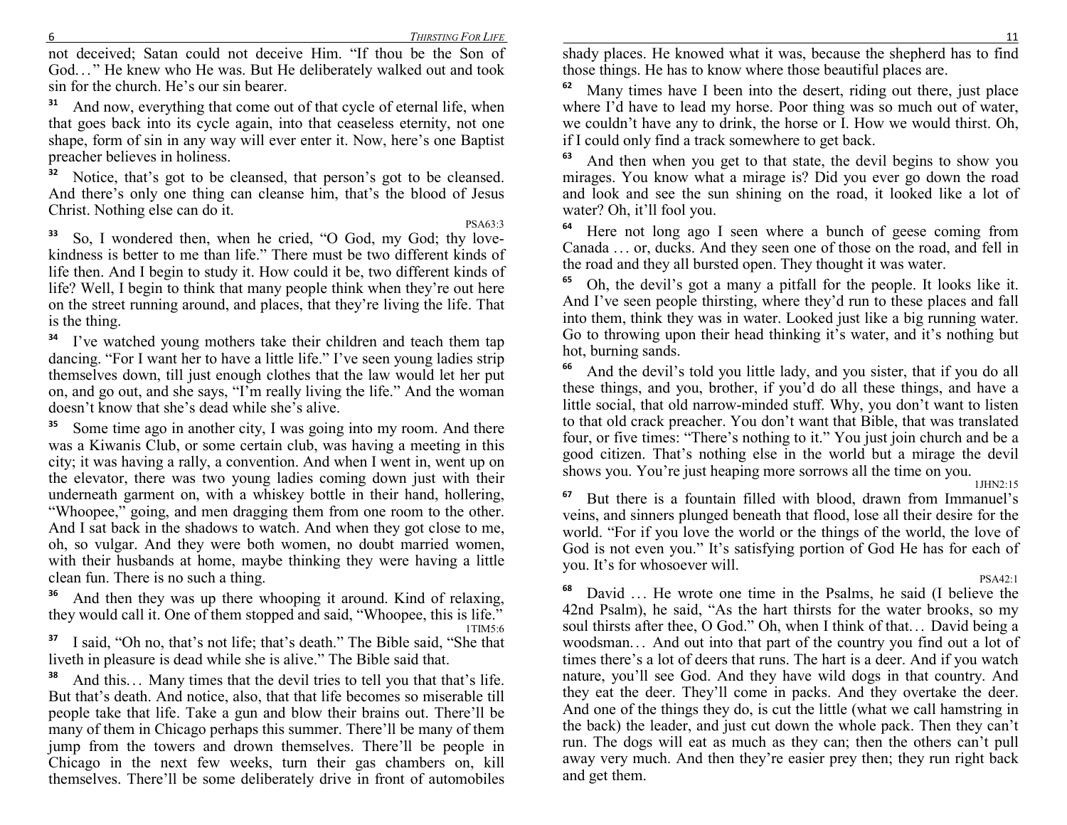not deceived; Satan could not deceive Him. "If thou be the Son of God…" He knew who He was. But He deliberately walked out and took sin for the church. He's our sin bearer.

**31** And now, everything that come out of that cycle of eternal life, when that goes back into its cycle again, into that ceaseless eternity, not one shape, form of sin in any way will ever enter it. Now, here's one Baptist preacher believes in holiness.

**32** Notice, that's got to be cleansed, that person's got to be cleansed. And there's only one thing can cleanse him, that's the blood of Jesus Christ. Nothing else can do it.

PSA63:3

**33** So, I wondered then, when he cried, "O God, my God; thy love-kindness is better to me than life." There must be two different kinds of life then. And I begin to study it. How could it be, two different kinds of life? Well, I begin to think that many people think when they're out here on the street running around, and places, that they're living the life. That is the thing.

**34** I've watched young mothers take their children and teach them tap dancing. "For I want her to have a little life." I've seen young ladies strip themselves down, till just enough clothes that the law would let her put on, and go out, and she says, "I'm really living the life." And the woman doesn't know that she's dead while she's alive.

**35** Some time ago in another city, I was going into my room. And there was a Kiwanis Club, or some certain club, was having a meeting in this city; it was having a rally, a convention. And when I went in, went up on the elevator, there was two young ladies coming down just with their underneath garment on, with a whiskey bottle in their hand, hollering, "Whoopee," going, and men dragging them from one room to the other. And I sat back in the shadows to watch. And when they got close to me, oh, so vulgar. And they were both women, no doubt married women, with their husbands at home, maybe thinking they were having a little clean fun. There is no such a thing.

**36** And then they was up there whooping it around. Kind of relaxing, they would call it. One of them stopped and said, "Whoopee, this is life."

1TIM5:6

**37** I said, "Oh no, that's not life; that's death." The Bible said, "She that liveth in pleasure is dead while she is alive." The Bible said that.

**38** And this… Many times that the devil tries to tell you that that's life. But that's death. And notice, also, that that life becomes so miserable till people take that life. Take a gun and blow their brains out. There'll be many of them in Chicago perhaps this summer. There'll be many of them jump from the towers and drown themselves. There'll be people in Chicago in the next few weeks, turn their gas chambers on, kill themselves. There'll be some deliberately drive in front of automobiles

shady places. He knowed what it was, because the shepherd has to find those things. He has to know where those beautiful places are.

**62** Many times have I been into the desert, riding out there, just place where I'd have to lead my horse. Poor thing was so much out of water, we couldn't have any to drink, the horse or I. How we would thirst. Oh, if I could only find a track somewhere to get back.

**63** And then when you get to that state, the devil begins to show you mirages. You know what a mirage is? Did you ever go down the road and look and see the sun shining on the road, it looked like a lot of water? Oh, it'll fool you.

**64** Here not long ago I seen where a bunch of geese coming from Canada … or, ducks. And they seen one of those on the road, and fell in the road and they all bursted open. They thought it was water.

**65** Oh, the devil's got a many a pitfall for the people. It looks like it. And I've seen people thirsting, where they'd run to these places and fall into them, think they was in water. Looked just like a big running water. Go to throwing upon their head thinking it's water, and it's nothing but hot, burning sands.

**66** And the devil's told you little lady, and you sister, that if you do all these things, and you, brother, if you'd do all these things, and have a little social, that old narrow-minded stuff. Why, you don't want to listen to that old crack preacher. You don't want that Bible, that was translated four, or five times: "There's nothing to it." You just join church and be a good citizen. That's nothing else in the world but a mirage the devil shows you. You're just heaping more sorrows all the time on you.

1JHN2:15

**67** But there is a fountain filled with blood, drawn from Immanuel's veins, and sinners plunged beneath that flood, lose all their desire for the world. "For if you love the world or the things of the world, the love of God is not even you." It's satisfying portion of God He has for each of you. It's for whosoever will.

PSA42:1

**68** David … He wrote one time in the Psalms, he said (I believe the 42nd Psalm), he said, "As the hart thirsts for the water brooks, so my soul thirsts after thee, O God." Oh, when I think of that… David being a woodsman… And out into that part of the country you find out a lot of times there's a lot of deers that runs. The hart is a deer. And if you watch nature, you'll see God. And they have wild dogs in that country. And they eat the deer. They'll come in packs. And they overtake the deer. And one of the things they do, is cut the little (what we call hamstring in the back) the leader, and just cut down the whole pack. Then they can't run. The dogs will eat as much as they can; then the others can't pull away very much. And then they're easier prey then; they run right back and get them.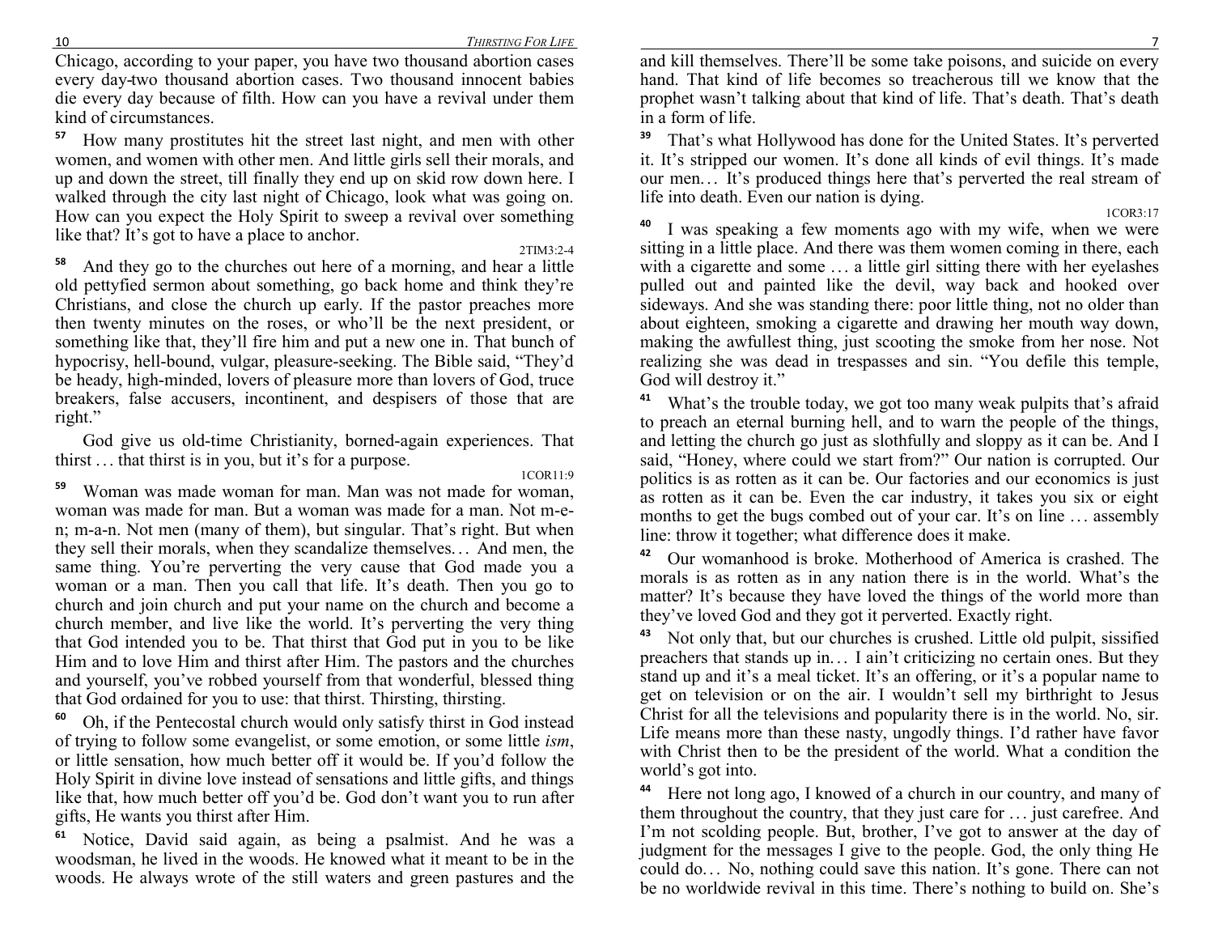Chicago, according to your paper, you have two thousand abortion cases every day-two thousand abortion cases. Two thousand innocent babies die every day because of filth. How can you have a revival under them kind of circumstances.

**57** How many prostitutes hit the street last night, and men with other women, and women with other men. And little girls sell their morals, and up and down the street, till finally they end up on skid row down here. I walked through the city last night of Chicago, look what was going on. How can you expect the Holy Spirit to sweep a revival over something like that? It's got to have a place to anchor.

2TIM3:2-4

**58** And they go to the churches out here of a morning, and hear a little old pettyfied sermon about something, go back home and think they're Christians, and close the church up early. If the pastor preaches more then twenty minutes on the roses, or who'll be the next president, or something like that, they'll fire him and put a new one in. That bunch of hypocrisy, hell-bound, vulgar, pleasure-seeking. The Bible said, "They'd be heady, high-minded, lovers of pleasure more than lovers of God, truce breakers, false accusers, incontinent, and despisers of those that are right."

God give us old-time Christianity, borned-again experiences. That thirst … that thirst is in you, but it's for a purpose.

1COR11:9

**59** Woman was made woman for man. Man was not made for woman, woman was made for man. But a woman was made for a man. Not m-e-n; m-a-n. Not men (many of them), but singular. That's right. But when they sell their morals, when they scandalize themselves… And men, the same thing. You're perverting the very cause that God made you a woman or a man. Then you call that life. It's death. Then you go to church and join church and put your name on the church and become a church member, and live like the world. It's perverting the very thing that God intended you to be. That thirst that God put in you to be like Him and to love Him and thirst after Him. The pastors and the churches and yourself, you've robbed yourself from that wonderful, blessed thing that God ordained for you to use: that thirst. Thirsting, thirsting.

**60** Oh, if the Pentecostal church would only satisfy thirst in God instead of trying to follow some evangelist, or some emotion, or some little *ism*, or little sensation, how much better off it would be. If you'd follow the Holy Spirit in divine love instead of sensations and little gifts, and things like that, how much better off you'd be. God don't want you to run after gifts, He wants you thirst after Him.

**61** Notice, David said again, as being a psalmist. And he was a woodsman, he lived in the woods. He knowed what it meant to be in the woods. He always wrote of the still waters and green pastures and the

and kill themselves. There'll be some take poisons, and suicide on every hand. That kind of life becomes so treacherous till we know that the prophet wasn't talking about that kind of life. That's death. That's death in a form of life.

**39** That's what Hollywood has done for the United States. It's perverted it. It's stripped our women. It's done all kinds of evil things. It's made our men… It's produced things here that's perverted the real stream of life into death. Even our nation is dying.

1COR3:17

**40** I was speaking a few moments ago with my wife, when we were sitting in a little place. And there was them women coming in there, each with a cigarette and some … a little girl sitting there with her eyelashes pulled out and painted like the devil, way back and hooked over sideways. And she was standing there: poor little thing, not no older than about eighteen, smoking a cigarette and drawing her mouth way down, making the awfullest thing, just scooting the smoke from her nose. Not realizing she was dead in trespasses and sin. "You defile this temple, God will destroy it."

**41** What's the trouble today, we got too many weak pulpits that's afraid to preach an eternal burning hell, and to warn the people of the things, and letting the church go just as slothfully and sloppy as it can be. And I said, "Honey, where could we start from?" Our nation is corrupted. Our politics is as rotten as it can be. Our factories and our economics is just as rotten as it can be. Even the car industry, it takes you six or eight months to get the bugs combed out of your car. It's on line … assembly line: throw it together; what difference does it make.

**42** Our womanhood is broke. Motherhood of America is crashed. The morals is as rotten as in any nation there is in the world. What's the matter? It's because they have loved the things of the world more than they've loved God and they got it perverted. Exactly right.

**43** Not only that, but our churches is crushed. Little old pulpit, sissified preachers that stands up in… I ain't criticizing no certain ones. But they stand up and it's a meal ticket. It's an offering, or it's a popular name to get on television or on the air. I wouldn't sell my birthright to Jesus Christ for all the televisions and popularity there is in the world. No, sir. Life means more than these nasty, ungodly things. I'd rather have favor with Christ then to be the president of the world. What a condition the world's got into.

**44** Here not long ago, I knowed of a church in our country, and many of them throughout the country, that they just care for … just carefree. And I'm not scolding people. But, brother, I've got to answer at the day of judgment for the messages I give to the people. God, the only thing He could do… No, nothing could save this nation. It's gone. There can not be no worldwide revival in this time. There's nothing to build on. She's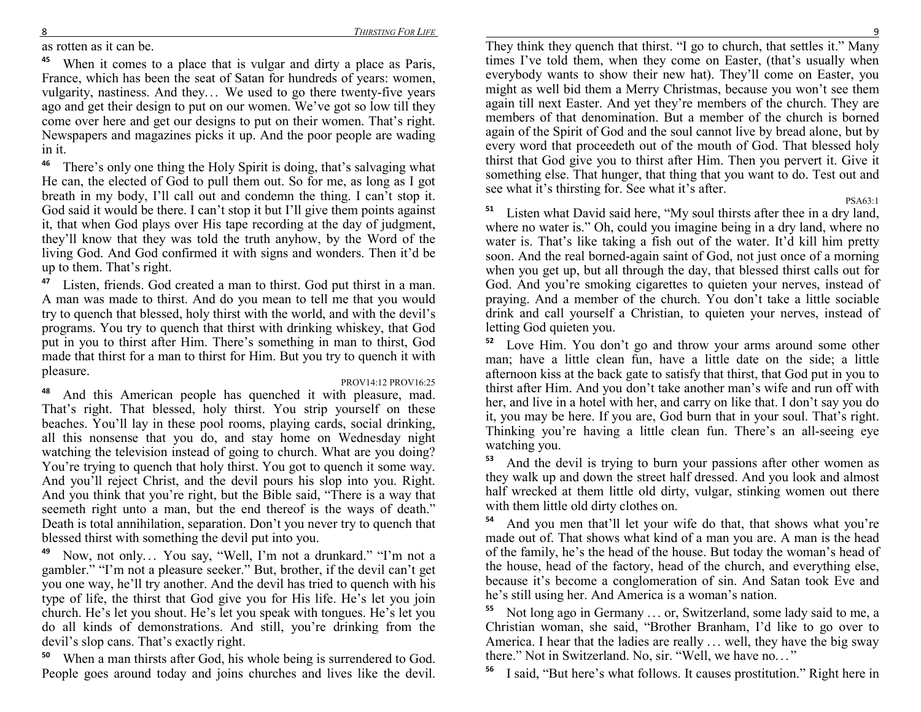as rotten as it can be.

**45** When it comes to a place that is vulgar and dirty a place as Paris, France, which has been the seat of Satan for hundreds of years: women, vulgarity, nastiness. And they… We used to go there twenty-five years ago and get their design to put on our women. We've got so low till they come over here and get our designs to put on their women. That's right. Newspapers and magazines picks it up. And the poor people are wading in it.

**46** There's only one thing the Holy Spirit is doing, that's salvaging what He can, the elected of God to pull them out. So for me, as long as I got breath in my body, I'll call out and condemn the thing. I can't stop it. God said it would be there. I can't stop it but I'll give them points against it, that when God plays over His tape recording at the day of judgment, they'll know that they was told the truth anyhow, by the Word of the living God. And God confirmed it with signs and wonders. Then it'd be up to them. That's right.

**47** Listen, friends. God created a man to thirst. God put thirst in a man. A man was made to thirst. And do you mean to tell me that you would try to quench that blessed, holy thirst with the world, and with the devil's programs. You try to quench that thirst with drinking whiskey, that God put in you to thirst after Him. There's something in man to thirst, God made that thirst for a man to thirst for Him. But you try to quench it with pleasure.

PROV14:12 PROV16:25

**48** And this American people has quenched it with pleasure, mad. That's right. That blessed, holy thirst. You strip yourself on these beaches. You'll lay in these pool rooms, playing cards, social drinking, all this nonsense that you do, and stay home on Wednesday night watching the television instead of going to church. What are you doing? You're trying to quench that holy thirst. You got to quench it some way. And you'll reject Christ, and the devil pours his slop into you. Right. And you think that you're right, but the Bible said, "There is a way that seemeth right unto a man, but the end thereof is the ways of death." Death is total annihilation, separation. Don't you never try to quench that blessed thirst with something the devil put into you.

**49** Now, not only… You say, "Well, I'm not a drunkard." "I'm not a gambler." "I'm not a pleasure seeker." But, brother, if the devil can't get you one way, he'll try another. And the devil has tried to quench with his type of life, the thirst that God give you for His life. He's let you join church. He's let you shout. He's let you speak with tongues. He's let you do all kinds of demonstrations. And still, you're drinking from the devil's slop cans. That's exactly right.

**50** When a man thirsts after God, his whole being is surrendered to God. People goes around today and joins churches and lives like the devil. They think they quench that thirst. "I go to church, that settles it." Many times I've told them, when they come on Easter, (that's usually when everybody wants to show their new hat). They'll come on Easter, you might as well bid them a Merry Christmas, because you won't see them again till next Easter. And yet they're members of the church. They are members of that denomination. But a member of the church is borned again of the Spirit of God and the soul cannot live by bread alone, but by every word that proceedeth out of the mouth of God. That blessed holy thirst that God give you to thirst after Him. Then you pervert it. Give it something else. That hunger, that thing that you want to do. Test out and see what it's thirsting for. See what it's after.

PSA63:1

**51** Listen what David said here, "My soul thirsts after thee in a dry land, where no water is." Oh, could you imagine being in a dry land, where no water is. That's like taking a fish out of the water. It'd kill him pretty soon. And the real borned-again saint of God, not just once of a morning when you get up, but all through the day, that blessed thirst calls out for God. And you're smoking cigarettes to quieten your nerves, instead of praying. And a member of the church. You don't take a little sociable drink and call yourself a Christian, to quieten your nerves, instead of letting God quieten you.

**52** Love Him. You don't go and throw your arms around some other man; have a little clean fun, have a little date on the side; a little afternoon kiss at the back gate to satisfy that thirst, that God put in you to thirst after Him. And you don't take another man's wife and run off with her, and live in a hotel with her, and carry on like that. I don't say you do it, you may be here. If you are, God burn that in your soul. That's right. Thinking you're having a little clean fun. There's an all-seeing eye watching you.

**53** And the devil is trying to burn your passions after other women as they walk up and down the street half dressed. And you look and almost half wrecked at them little old dirty, vulgar, stinking women out there with them little old dirty clothes on.

**54** And you men that'll let your wife do that, that shows what you're made out of. That shows what kind of a man you are. A man is the head of the family, he's the head of the house. But today the woman's head of the house, head of the factory, head of the church, and everything else, because it's become a conglomeration of sin. And Satan took Eve and he's still using her. And America is a woman's nation.

**55** Not long ago in Germany … or, Switzerland, some lady said to me, a Christian woman, she said, "Brother Branham, I'd like to go over to America. I hear that the ladies are really … well, they have the big sway there." Not in Switzerland. No, sir. "Well, we have no…"

**56** I said, "But here's what follows. It causes prostitution." Right here in